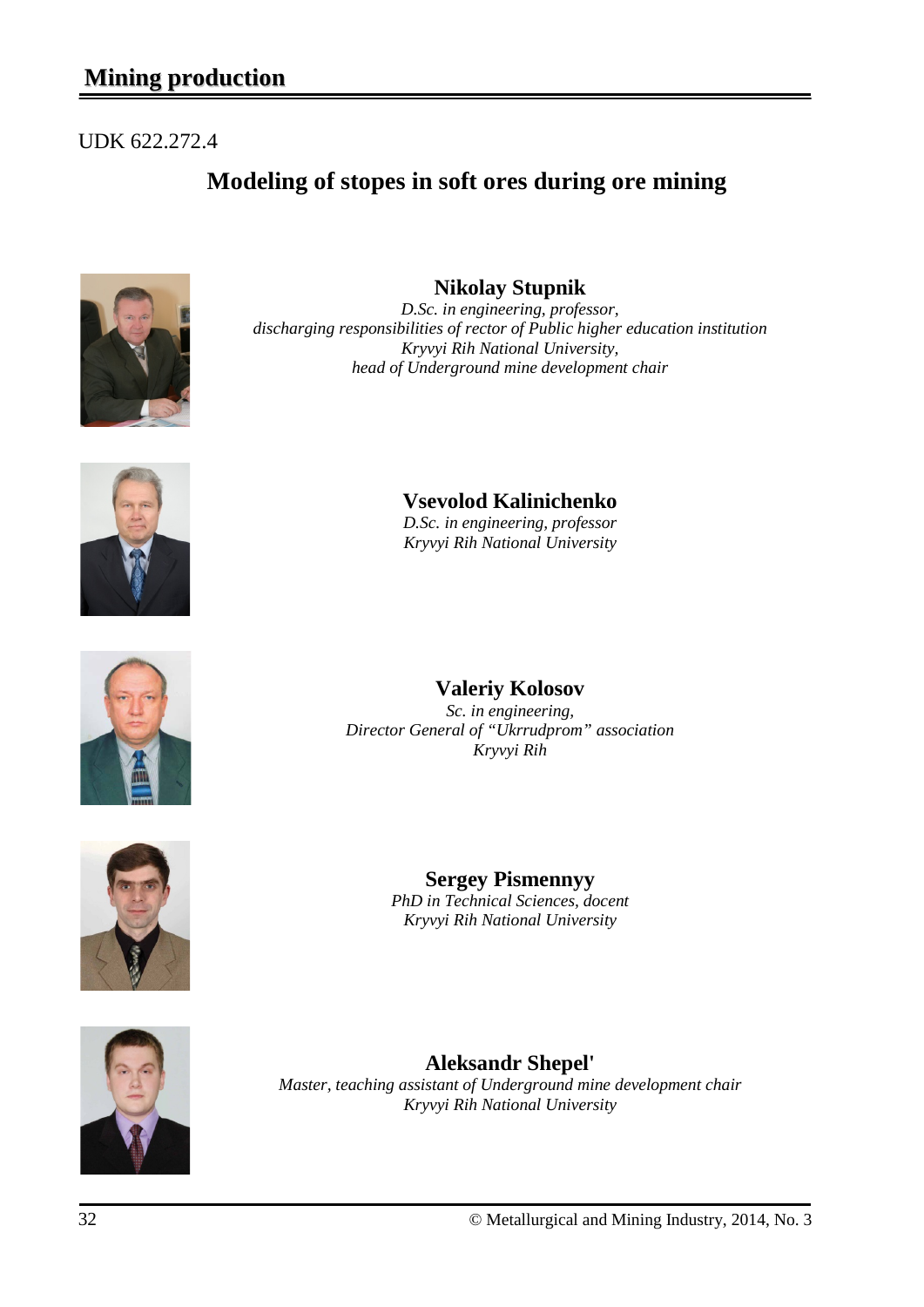UDK 622.272.4

# Modeling of stopes in soft ores during ore mining

**Nikolay Stupnik**

*D.Sc. in engineering, professor,*
*discharging responsibilities of rector of Public higher education institution*
*Kryvyi Rih National University,*
*head of Underground mine development chair*

**Vsevolod Kalinichenko**

*D.Sc. in engineering, professor*
*Kryvyi Rih National University*

**Valeriy Kolosov**

*Sc. in engineering,*
*Director General of "Ukrrudprom" association*
*Kryvyi Rih*

**Sergey Pismennyy**

*PhD in Technical Sciences, docent*
*Kryvyi Rih National University*

**Aleksandr Shepel'**

*Master, teaching assistant of Underground mine development chair*
*Kryvyi Rih National University*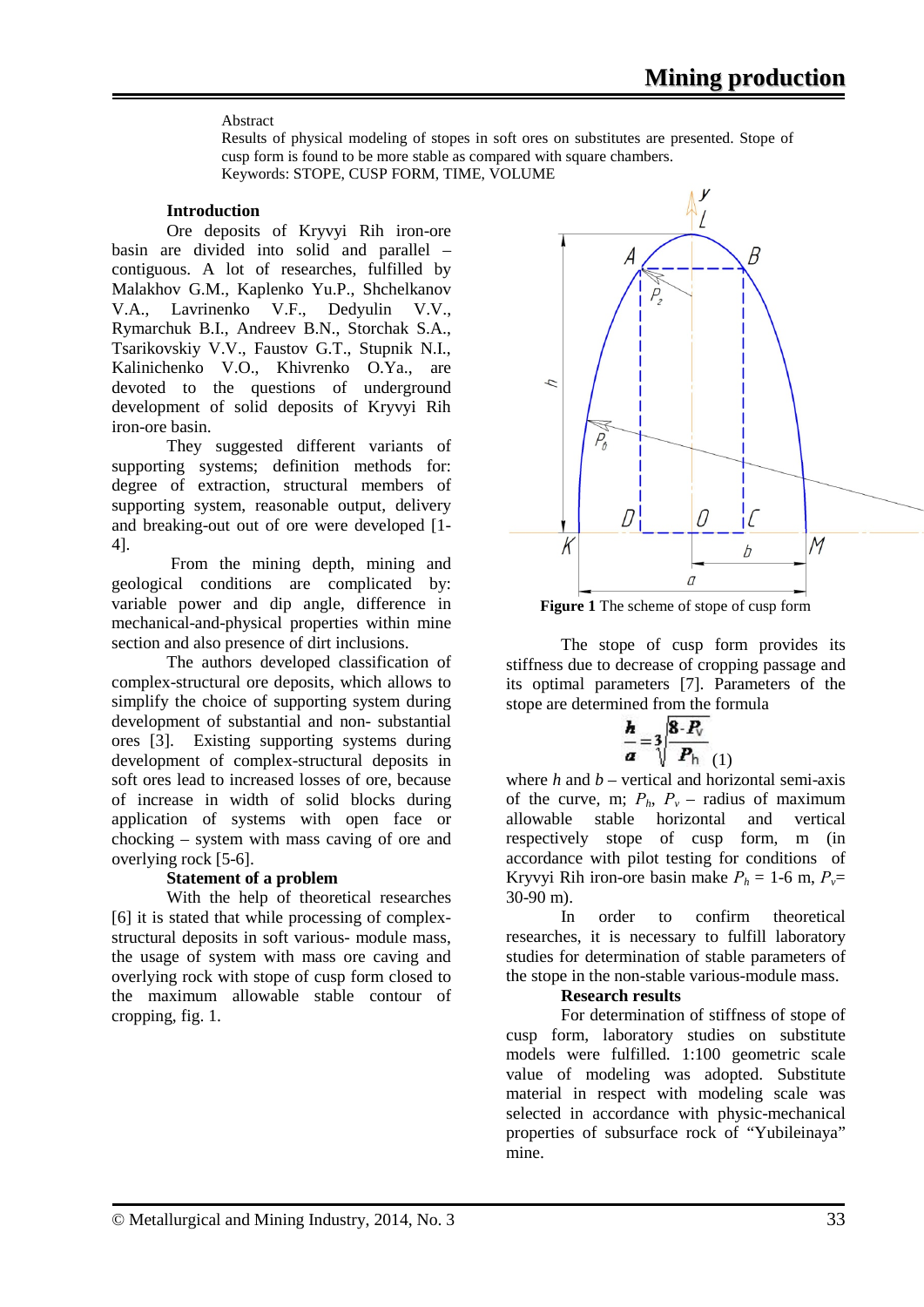Abstract

Results of physical modeling of stopes in soft ores on substitutes are presented. Stope of cusp form is found to be more stable as compared with square chambers.

Keywords: STOPE, CUSP FORM, TIME, VOLUME

## Introduction

Ore deposits of Kryvyi Rih iron-ore basin are divided into solid and parallel – contiguous. A lot of researches, fulfilled by Malakhov G.M., Kaplenko Yu.P., Shchelkanov V.A., Lavrinenko V.F., Dedyulin V.V., Rymarchuk B.I., Andreev B.N., Storchak S.A., Tsarikovskiy V.V., Faustov G.T., Stupnik N.I., Kalinichenko V.O., Khivrenko O.Ya., are devoted to the questions of underground development of solid deposits of Kryvyi Rih iron-ore basin.

They suggested different variants of supporting systems; definition methods for: degree of extraction, structural members of supporting system, reasonable output, delivery and breaking-out out of ore were developed [1-4].

From the mining depth, mining and geological conditions are complicated by: variable power and dip angle, difference in mechanical-and-physical properties within mine section and also presence of dirt inclusions.

The authors developed classification of complex-structural ore deposits, which allows to simplify the choice of supporting system during development of substantial and non- substantial ores [3]. Existing supporting systems during development of complex-structural deposits in soft ores lead to increased losses of ore, because of increase in width of solid blocks during application of systems with open face or chocking – system with mass caving of ore and overlying rock [5-6].

## Statement of a problem

With the help of theoretical researches [6] it is stated that while processing of complex-structural deposits in soft various- module mass, the usage of system with mass ore caving and overlying rock with stope of cusp form closed to the maximum allowable stable contour of cropping, fig. 1.

**Figure 1** The scheme of stope of cusp form

The stope of cusp form provides its stiffness due to decrease of cropping passage and its optimal parameters [7]. Parameters of the stope are determined from the formula

$$\frac{h}{a} = 3\sqrt{\frac{8 \cdot P_v}{P_h}} \quad (1)$$

where $h$ and $b$ – vertical and horizontal semi-axis of the curve, m; $P_h$, $P_v$ – radius of maximum allowable stable horizontal and vertical respectively stope of cusp form, m (in accordance with pilot testing for conditions of Kryvyi Rih iron-ore basin make $P_h$ = 1-6 m, $P_v$= 30-90 m).

In order to confirm theoretical researches, it is necessary to fulfill laboratory studies for determination of stable parameters of the stope in the non-stable various-module mass.

## Research results

For determination of stiffness of stope of cusp form, laboratory studies on substitute models were fulfilled. 1:100 geometric scale value of modeling was adopted. Substitute material in respect with modeling scale was selected in accordance with physic-mechanical properties of subsurface rock of "Yubileinaya" mine.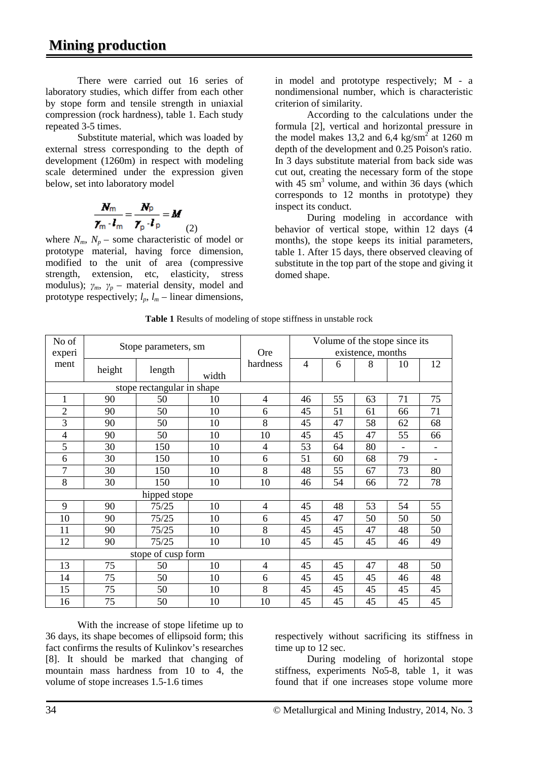There were carried out 16 series of laboratory studies, which differ from each other by stope form and tensile strength in uniaxial compression (rock hardness), table 1. Each study repeated 3-5 times.

Substitute material, which was loaded by external stress corresponding to the depth of development (1260m) in respect with modeling scale determined under the expression given below, set into laboratory model

$$\frac{N_m}{\gamma_m \cdot l_m} = \frac{N_p}{\gamma_p \cdot l_p} = M \quad (2)$$

where $N_m$, $N_p$ – some characteristic of model or prototype material, having force dimension, modified to the unit of area (compressive strength, extension, etc, elasticity, stress modulus); $\gamma_m$, $\gamma_p$ – material density, model and prototype respectively; $l_p$, $l_m$ – linear dimensions, in model and prototype respectively; M - a nondimensional number, which is characteristic criterion of similarity.

According to the calculations under the formula [2], vertical and horizontal pressure in the model makes 13,2 and 6,4 kg/sm$^2$ at 1260 m depth of the development and 0.25 Poison's ratio. In 3 days substitute material from back side was cut out, creating the necessary form of the stope with 45 sm$^3$ volume, and within 36 days (which corresponds to 12 months in prototype) they inspect its conduct.

During modeling in accordance with behavior of vertical stope, within 12 days (4 months), the stope keeps its initial parameters, table 1. After 15 days, there observed cleaving of substitute in the top part of the stope and giving it domed shape.

**Table 1** Results of modeling of stope stiffness in unstable rock

| No of experiment | Stope parameters, sm | | | Ore hardness | Volume of the stope since its existence, months | | | | |
|---|---|---|---|---|---|---|---|---|---|
| | height | length | width | | 4 | 6 | 8 | 10 | 12 |
| stope rectangular in shape | | | | | | | | | |
| 1 | 90 | 50 | 10 | 4 | 46 | 55 | 63 | 71 | 75 |
| 2 | 90 | 50 | 10 | 6 | 45 | 51 | 61 | 66 | 71 |
| 3 | 90 | 50 | 10 | 8 | 45 | 47 | 58 | 62 | 68 |
| 4 | 90 | 50 | 10 | 10 | 45 | 45 | 47 | 55 | 66 |
| 5 | 30 | 150 | 10 | 4 | 53 | 64 | 80 | - | - |
| 6 | 30 | 150 | 10 | 6 | 51 | 60 | 68 | 79 | - |
| 7 | 30 | 150 | 10 | 8 | 48 | 55 | 67 | 73 | 80 |
| 8 | 30 | 150 | 10 | 10 | 46 | 54 | 66 | 72 | 78 |
| hipped stope | | | | | | | | | |
| 9 | 90 | 75/25 | 10 | 4 | 45 | 48 | 53 | 54 | 55 |
| 10 | 90 | 75/25 | 10 | 6 | 45 | 47 | 50 | 50 | 50 |
| 11 | 90 | 75/25 | 10 | 8 | 45 | 45 | 47 | 48 | 50 |
| 12 | 90 | 75/25 | 10 | 10 | 45 | 45 | 45 | 46 | 49 |
| stope of cusp form | | | | | | | | | |
| 13 | 75 | 50 | 10 | 4 | 45 | 45 | 47 | 48 | 50 |
| 14 | 75 | 50 | 10 | 6 | 45 | 45 | 45 | 46 | 48 |
| 15 | 75 | 50 | 10 | 8 | 45 | 45 | 45 | 45 | 45 |
| 16 | 75 | 50 | 10 | 10 | 45 | 45 | 45 | 45 | 45 |

With the increase of stope lifetime up to 36 days, its shape becomes of ellipsoid form; this fact confirms the results of Kulinkov's researches [8]. It should be marked that changing of mountain mass hardness from 10 to 4, the volume of stope increases 1.5-1.6 times respectively without sacrificing its stiffness in time up to 12 sec.

During modeling of horizontal stope stiffness, experiments No5-8, table 1, it was found that if one increases stope volume more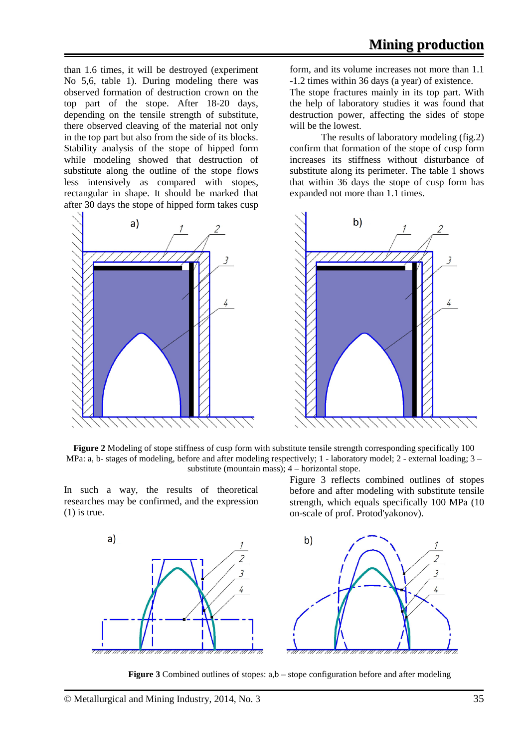than 1.6 times, it will be destroyed (experiment No 5,6, table 1). During modeling there was observed formation of destruction crown on the top part of the stope. After 18-20 days, depending on the tensile strength of substitute, there observed cleaving of the material not only in the top part but also from the side of its blocks. Stability analysis of the stope of hipped form while modeling showed that destruction of substitute along the outline of the stope flows less intensively as compared with stopes, rectangular in shape. It should be marked that after 30 days the stope of hipped form takes cusp form, and its volume increases not more than 1.1 -1.2 times within 36 days (a year) of existence. The stope fractures mainly in its top part. With the help of laboratory studies it was found that destruction power, affecting the sides of stope will be the lowest.

The results of laboratory modeling (fig.2) confirm that formation of the stope of cusp form increases its stiffness without disturbance of substitute along its perimeter. The table 1 shows that within 36 days the stope of cusp form has expanded not more than 1.1 times.

**Figure 2** Modeling of stope stiffness of cusp form with substitute tensile strength corresponding specifically 100 MPa: a, b- stages of modeling, before and after modeling respectively; 1 - laboratory model; 2 - external loading; 3 – substitute (mountain mass); 4 – horizontal stope.

In such a way, the results of theoretical researches may be confirmed, and the expression (1) is true.

Figure 3 reflects combined outlines of stopes before and after modeling with substitute tensile strength, which equals specifically 100 MPa (10 on-scale of prof. Protod'yakonov).

**Figure 3** Combined outlines of stopes: a,b – stope configuration before and after modeling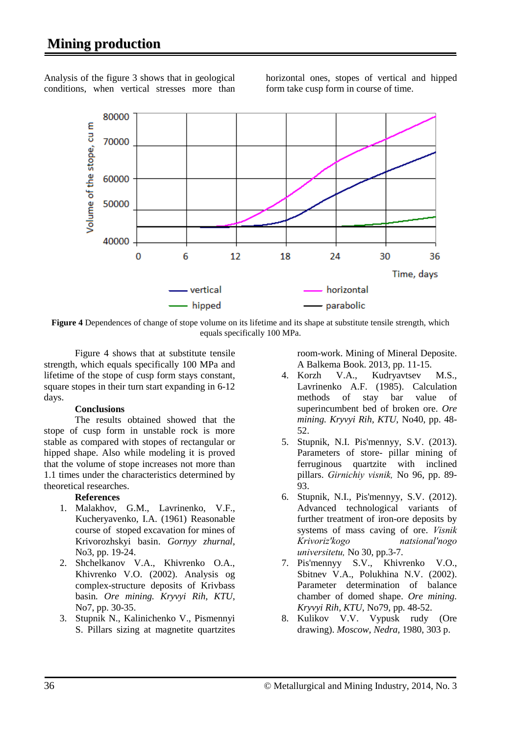Analysis of the figure 3 shows that in geological conditions, when vertical stresses more than horizontal ones, stopes of vertical and hipped form take cusp form in course of time.

**Figure 4** Dependences of change of stope volume on its lifetime and its shape at substitute tensile strength, which equals specifically 100 MPa.

Figure 4 shows that at substitute tensile strength, which equals specifically 100 MPa and lifetime of the stope of cusp form stays constant, square stopes in their turn start expanding in 6-12 days.

### Conclusions

The results obtained showed that the stope of cusp form in unstable rock is more stable as compared with stopes of rectangular or hipped shape. Also while modeling it is proved that the volume of stope increases not more than 1.1 times under the characteristics determined by theoretical researches.

### References

1. Malakhov, G.M., Lavrinenko, V.F., Kucheryavenko, I.A. (1961) Reasonable course of stoped excavation for mines of Krivorozhskyi basin. *Gornyy zhurnal*, No3, pp. 19-24.
2. Shchelkanov V.A., Khivrenko O.A., Khivrenko V.O. (2002). Analysis og complex-structure deposits of Krivbass basin. *Ore mining. Kryvyi Rih, KTU*, No7, pp. 30-35.
3. Stupnik N., Kalinichenko V., Pismennyi S. Pillars sizing at magnetite quartzites room-work. Mining of Mineral Deposite. A Balkema Book. 2013, pp. 11-15.
4. Korzh V.A., Kudryavtsev M.S., Lavrinenko A.F. (1985). Calculation methods of stay bar value of superincumbent bed of broken ore. *Ore mining. Kryvyi Rih, KTU*, No40, pp. 48-52.
5. Stupnik, N.I. Pis'mennyy, S.V. (2013). Parameters of store- pillar mining of ferruginous quartzite with inclined pillars. *Girnichiy visnik,* No 96, pp. 89-93.
6. Stupnik, N.I. Pis'mennyy, S.V. (2012). Advanced technological variants of further treatment of iron-ore deposits by systems of mass caving of ore. *Visnik Krivoriz'kogo natsional'nogo universitetu,* No 30, pp.3-7.
7. Pis'mennyy S.V., Khivrenko V.O., Sbitnev V.A., Polukhina N.V. (2002). Parameter determination of balance chamber of domed shape. *Ore mining. Kryvyi Rih, KTU*, No79, pp. 48-52.
8. Kulikov V.V. Vypusk rudy (Ore drawing). *Moscow, Nedra,* 1980, 303 p.